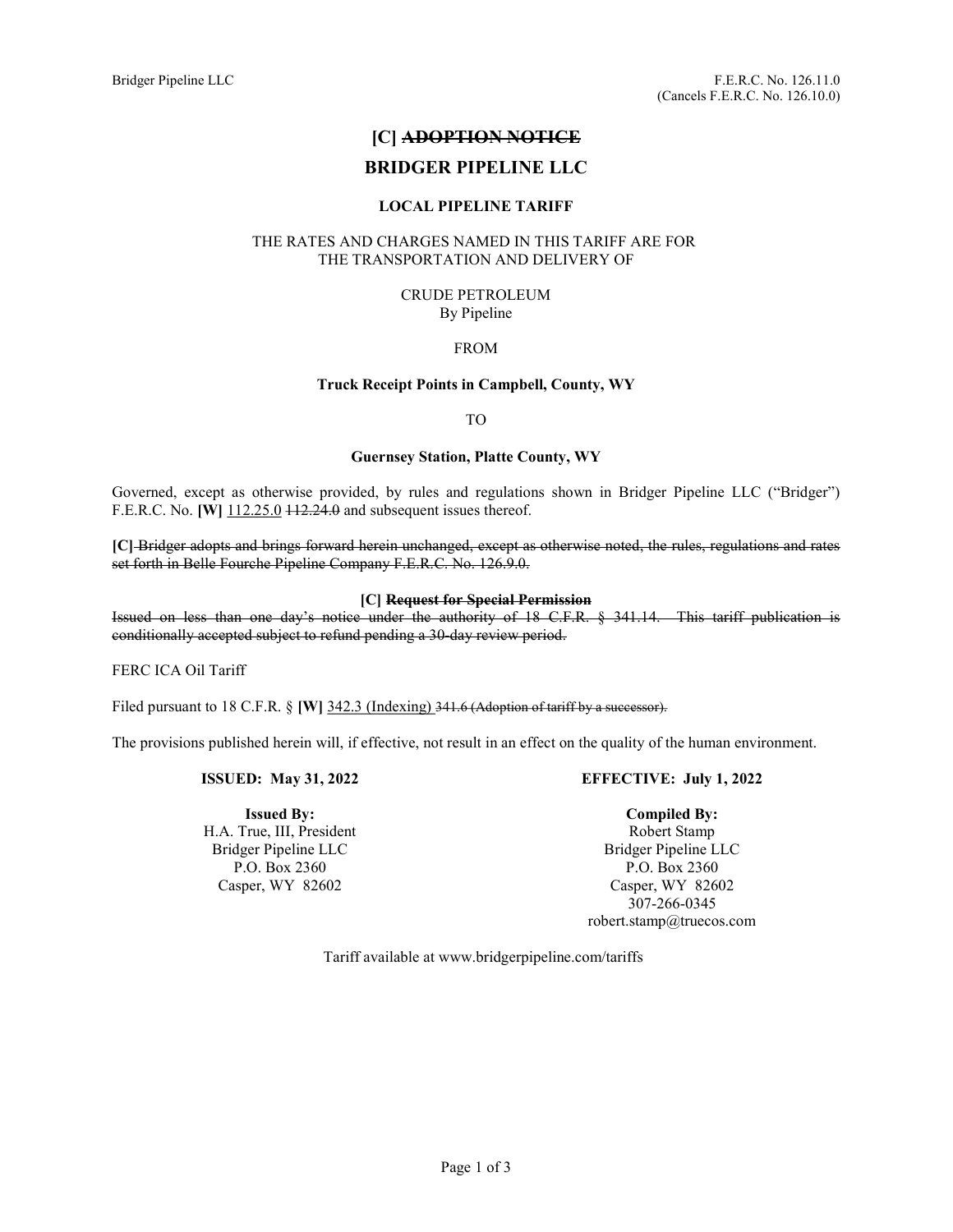Bridger Pipeline LLC

F.E.R.C. No. 126.11.0
(Cancels F.E.R.C. No. 126.10.0)

# [C] ~~ADOPTION NOTICE~~

# BRIDGER PIPELINE LLC

### LOCAL PIPELINE TARIFF

THE RATES AND CHARGES NAMED IN THIS TARIFF ARE FOR THE TRANSPORTATION AND DELIVERY OF

CRUDE PETROLEUM
By Pipeline

FROM

**Truck Receipt Points in Campbell, County, WY**

TO

**Guernsey Station, Platte County, WY**

Governed, except as otherwise provided, by rules and regulations shown in Bridger Pipeline LLC ("Bridger") F.E.R.C. No. **[W]** 112.25.0 ~~112.24.0~~ and subsequent issues thereof.

**[C]** ~~Bridger adopts and brings forward herein unchanged, except as otherwise noted, the rules, regulations and rates set forth in Belle Fourche Pipeline Company F.E.R.C. No. 126.9.0.~~

**[C] ~~Request for Special Permission~~**

~~Issued on less than one day's notice under the authority of 18 C.F.R. § 341.14. This tariff publication is conditionally accepted subject to refund pending a 30-day review period.~~

FERC ICA Oil Tariff

Filed pursuant to 18 C.F.R. § **[W]** 342.3 (Indexing) ~~341.6 (Adoption of tariff by a successor).~~

The provisions published herein will, if effective, not result in an effect on the quality of the human environment.

**ISSUED: May 31, 2022**

**EFFECTIVE: July 1, 2022**

**Issued By:**
H.A. True, III, President
Bridger Pipeline LLC
P.O. Box 2360
Casper, WY 82602

**Compiled By:**
Robert Stamp
Bridger Pipeline LLC
P.O. Box 2360
Casper, WY 82602
307-266-0345
robert.stamp@truecos.com

Tariff available at www.bridgerpipeline.com/tariffs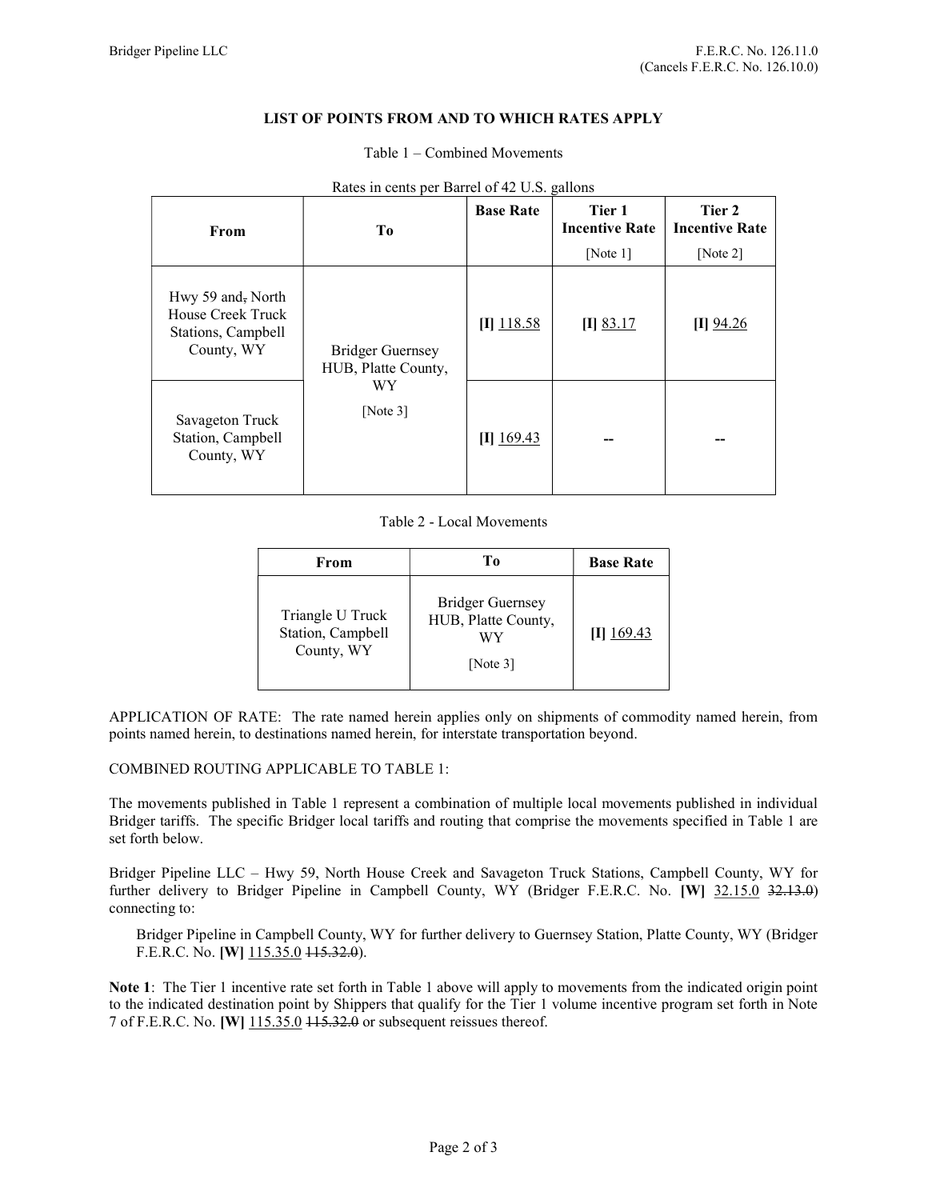# LIST OF POINTS FROM AND TO WHICH RATES APPLY

Table 1 – Combined Movements

Rates in cents per Barrel of 42 U.S. gallons

| From | To | Base Rate | Tier 1 Incentive Rate [Note 1] | Tier 2 Incentive Rate [Note 2] |
|---|---|---|---|---|
| Hwy 59 and, North House Creek Truck Stations, Campbell County, WY | Bridger Guernsey HUB, Platte County, WY [Note 3] | **[I]** 118.58 | **[I]** 83.17 | **[I]** 94.26 |
| Savageton Truck Station, Campbell County, WY | | **[I]** 169.43 | -- | -- |

Table 2 - Local Movements

| From | To | Base Rate |
|---|---|---|
| Triangle U Truck Station, Campbell County, WY | Bridger Guernsey HUB, Platte County, WY [Note 3] | **[I]** 169.43 |

APPLICATION OF RATE: The rate named herein applies only on shipments of commodity named herein, from points named herein, to destinations named herein, for interstate transportation beyond.

COMBINED ROUTING APPLICABLE TO TABLE 1:

The movements published in Table 1 represent a combination of multiple local movements published in individual Bridger tariffs. The specific Bridger local tariffs and routing that comprise the movements specified in Table 1 are set forth below.

Bridger Pipeline LLC – Hwy 59, North House Creek and Savageton Truck Stations, Campbell County, WY for further delivery to Bridger Pipeline in Campbell County, WY (Bridger F.E.R.C. No. **[W]** 32.15.0 ~~32.13.0~~) connecting to:

> Bridger Pipeline in Campbell County, WY for further delivery to Guernsey Station, Platte County, WY (Bridger F.E.R.C. No. **[W]** 115.35.0 ~~115.32.0~~).

**Note 1**: The Tier 1 incentive rate set forth in Table 1 above will apply to movements from the indicated origin point to the indicated destination point by Shippers that qualify for the Tier 1 volume incentive program set forth in Note 7 of F.E.R.C. No. **[W]** 115.35.0 ~~115.32.0~~ or subsequent reissues thereof.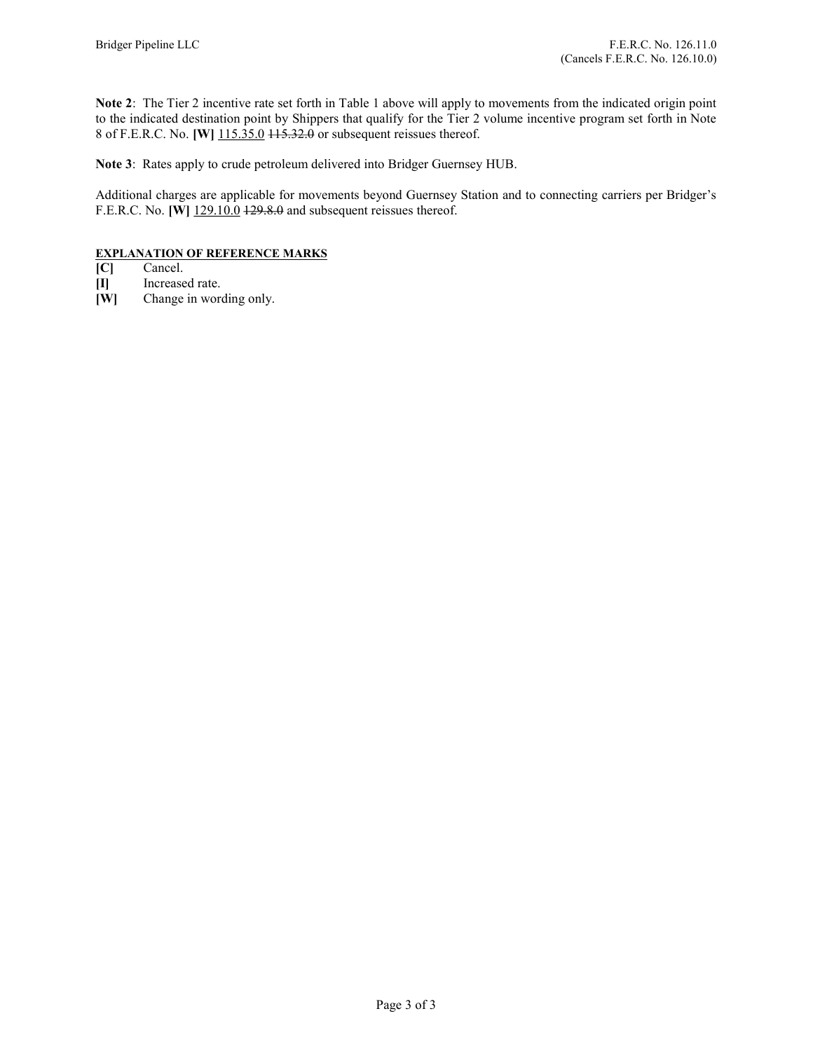**Note 2**: The Tier 2 incentive rate set forth in Table 1 above will apply to movements from the indicated origin point to the indicated destination point by Shippers that qualify for the Tier 2 volume incentive program set forth in Note 8 of F.E.R.C. No. **[W]** 115.35.0 ~~115.32.0~~ or subsequent reissues thereof.

**Note 3**: Rates apply to crude petroleum delivered into Bridger Guernsey HUB.

Additional charges are applicable for movements beyond Guernsey Station and to connecting carriers per Bridger's F.E.R.C. No. **[W]** 129.10.0 ~~129.8.0~~ and subsequent reissues thereof.

**EXPLANATION OF REFERENCE MARKS**

**[C]** Cancel.
**[I]** Increased rate.
**[W]** Change in wording only.